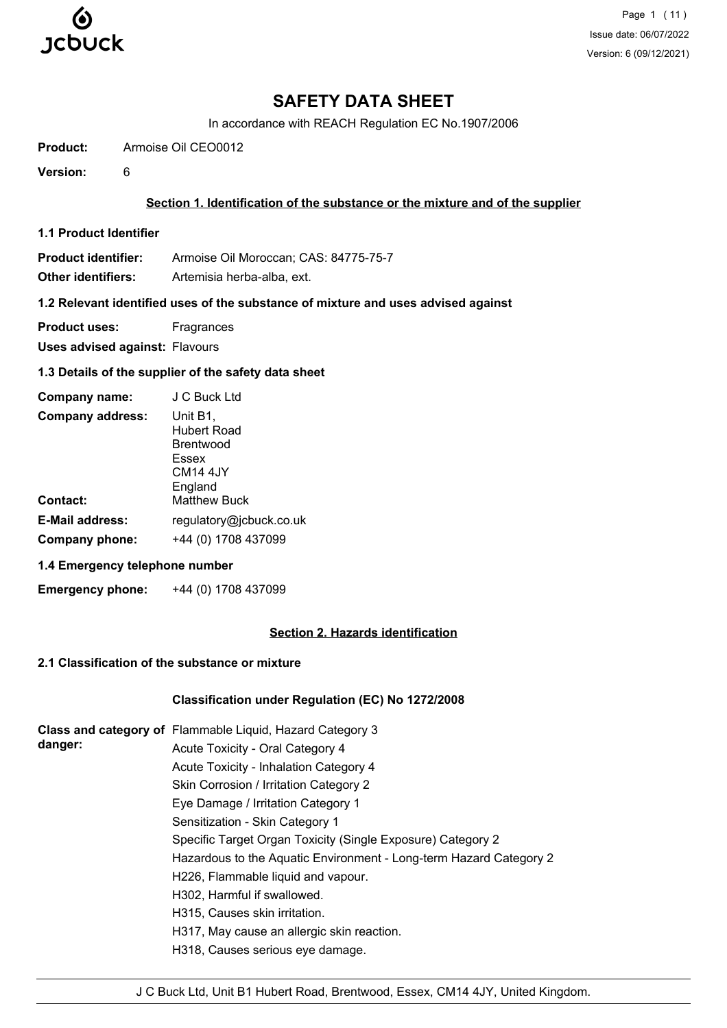# SAFETY DATA SHEET

In accordance with REACH Regulation EC No.1907/2006

**Product:** Armoise Oil CEO0012

**Version:** 6

## Section 1. Identification of the substance or the mixture and of the supplier

### 1.1 Product Identifier

**Product identifier:** Armoise Oil Moroccan; CAS: 84775-75-7

**Other identifiers:** Artemisia herba-alba, ext.

### 1.2 Relevant identified uses of the substance of mixture and uses advised against

**Product uses:** Fragrances

**Uses advised against:** Flavours

### 1.3 Details of the supplier of the safety data sheet

**Company name:** J C Buck Ltd

**Company address:** Unit B1,
Hubert Road
Brentwood
Essex
CM14 4JY
England

**Contact:** Matthew Buck

**E-Mail address:** regulatory@jcbuck.co.uk

**Company phone:** +44 (0) 1708 437099

### 1.4 Emergency telephone number

**Emergency phone:** +44 (0) 1708 437099

## Section 2. Hazards identification

### 2.1 Classification of the substance or mixture

**Classification under Regulation (EC) No 1272/2008**

**Class and category of danger:**

Flammable Liquid, Hazard Category 3
Acute Toxicity - Oral Category 4
Acute Toxicity - Inhalation Category 4
Skin Corrosion / Irritation Category 2
Eye Damage / Irritation Category 1
Sensitization - Skin Category 1
Specific Target Organ Toxicity (Single Exposure) Category 2
Hazardous to the Aquatic Environment - Long-term Hazard Category 2
H226, Flammable liquid and vapour.
H302, Harmful if swallowed.
H315, Causes skin irritation.
H317, May cause an allergic skin reaction.
H318, Causes serious eye damage.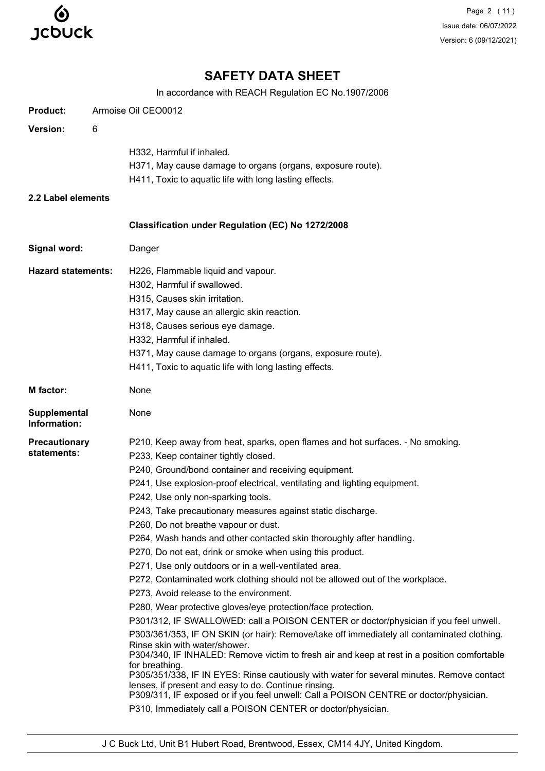# SAFETY DATA SHEET

In accordance with REACH Regulation EC No.1907/2006

**Product:** Armoise Oil CEO0012

**Version:** 6

H332, Harmful if inhaled.
H371, May cause damage to organs (organs, exposure route).
H411, Toxic to aquatic life with long lasting effects.

### 2.2 Label elements

**Classification under Regulation (EC) No 1272/2008**

**Signal word:** Danger

**Hazard statements:**
H226, Flammable liquid and vapour.
H302, Harmful if swallowed.
H315, Causes skin irritation.
H317, May cause an allergic skin reaction.
H318, Causes serious eye damage.
H332, Harmful if inhaled.
H371, May cause damage to organs (organs, exposure route).
H411, Toxic to aquatic life with long lasting effects.

**M factor:** None

**Supplemental Information:** None

**Precautionary statements:**
P210, Keep away from heat, sparks, open flames and hot surfaces. - No smoking.
P233, Keep container tightly closed.
P240, Ground/bond container and receiving equipment.
P241, Use explosion-proof electrical, ventilating and lighting equipment.
P242, Use only non-sparking tools.
P243, Take precautionary measures against static discharge.
P260, Do not breathe vapour or dust.
P264, Wash hands and other contacted skin thoroughly after handling.
P270, Do not eat, drink or smoke when using this product.
P271, Use only outdoors or in a well-ventilated area.
P272, Contaminated work clothing should not be allowed out of the workplace.
P273, Avoid release to the environment.
P280, Wear protective gloves/eye protection/face protection.
P301/312, IF SWALLOWED: call a POISON CENTER or doctor/physician if you feel unwell.
P303/361/353, IF ON SKIN (or hair): Remove/take off immediately all contaminated clothing. Rinse skin with water/shower.
P304/340, IF INHALED: Remove victim to fresh air and keep at rest in a position comfortable for breathing.
P305/351/338, IF IN EYES: Rinse cautiously with water for several minutes. Remove contact lenses, if present and easy to do. Continue rinsing.
P309/311, IF exposed or if you feel unwell: Call a POISON CENTRE or doctor/physician.
P310, Immediately call a POISON CENTER or doctor/physician.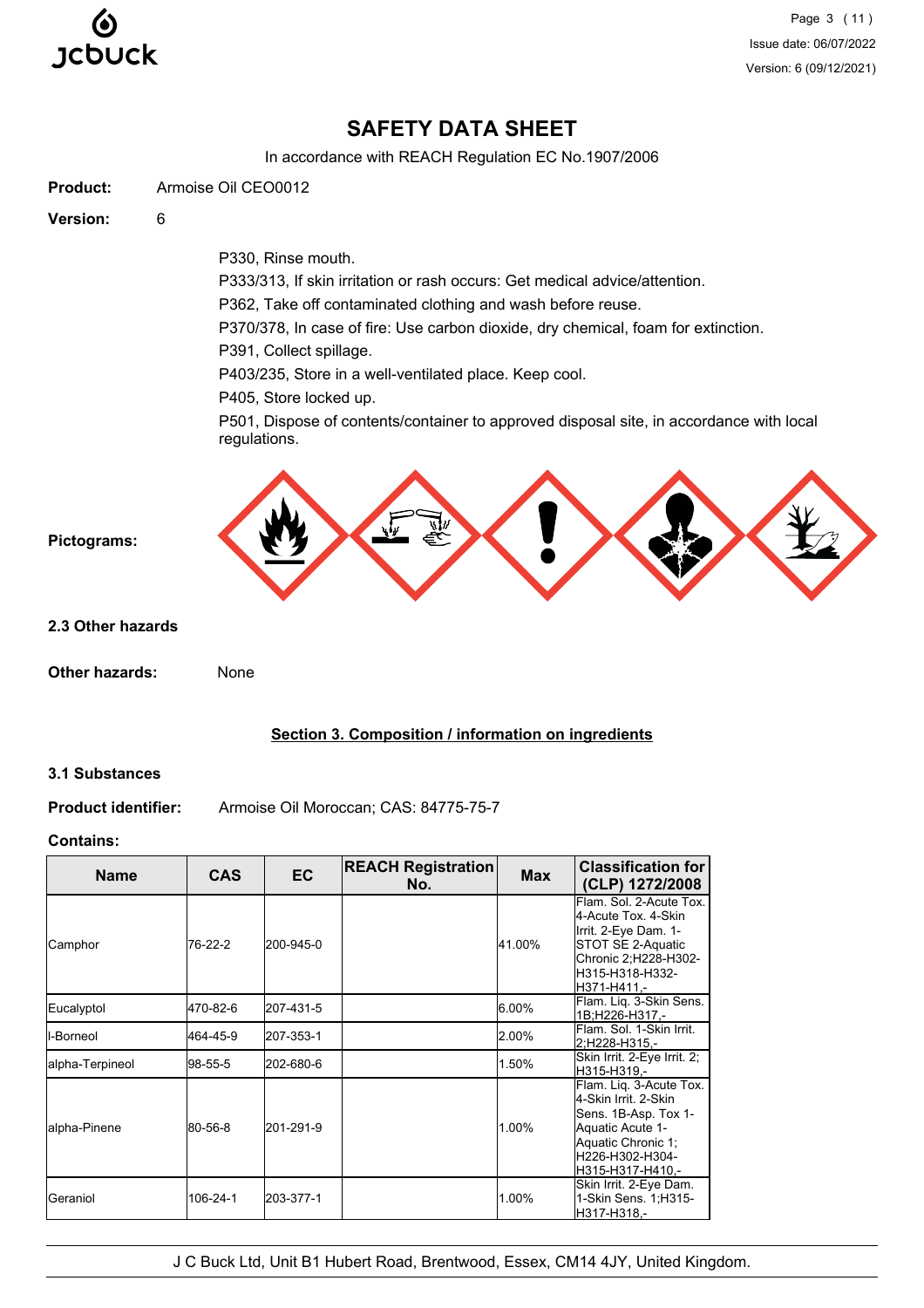# SAFETY DATA SHEET

In accordance with REACH Regulation EC No.1907/2006

**Product:** Armoise Oil CEO0012

**Version:** 6

P330, Rinse mouth.
P333/313, If skin irritation or rash occurs: Get medical advice/attention.
P362, Take off contaminated clothing and wash before reuse.
P370/378, In case of fire: Use carbon dioxide, dry chemical, foam for extinction.
P391, Collect spillage.
P403/235, Store in a well-ventilated place. Keep cool.
P405, Store locked up.
P501, Dispose of contents/container to approved disposal site, in accordance with local regulations.

**Pictograms:**

### 2.3 Other hazards

**Other hazards:** None

## Section 3. Composition / information on ingredients

### 3.1 Substances

**Product identifier:** Armoise Oil Moroccan; CAS: 84775-75-7

**Contains:**

| Name | CAS | EC | REACH Registration No. | Max | Classification for (CLP) 1272/2008 |
|---|---|---|---|---|---|
| Camphor | 76-22-2 | 200-945-0 | | 41.00% | Flam. Sol. 2-Acute Tox. 4-Acute Tox. 4-Skin Irrit. 2-Eye Dam. 1-STOT SE 2-Aquatic Chronic 2;H228-H302-H315-H318-H332-H371-H411,- |
| Eucalyptol | 470-82-6 | 207-431-5 | | 6.00% | Flam. Liq. 3-Skin Sens. 1B;H226-H317,- |
| l-Borneol | 464-45-9 | 207-353-1 | | 2.00% | Flam. Sol. 1-Skin Irrit. 2;H228-H315,- |
| alpha-Terpineol | 98-55-5 | 202-680-6 | | 1.50% | Skin Irrit. 2-Eye Irrit. 2;H315-H319,- |
| alpha-Pinene | 80-56-8 | 201-291-9 | | 1.00% | Flam. Liq. 3-Acute Tox. 4-Skin Irrit. 2-Skin Sens. 1B-Asp. Tox 1-Aquatic Acute 1-Aquatic Chronic 1;H226-H302-H304-H315-H317-H410,- |
| Geraniol | 106-24-1 | 203-377-1 | | 1.00% | Skin Irrit. 2-Eye Dam. 1-Skin Sens. 1;H315-H317-H318,- |

J C Buck Ltd, Unit B1 Hubert Road, Brentwood, Essex, CM14 4JY, United Kingdom.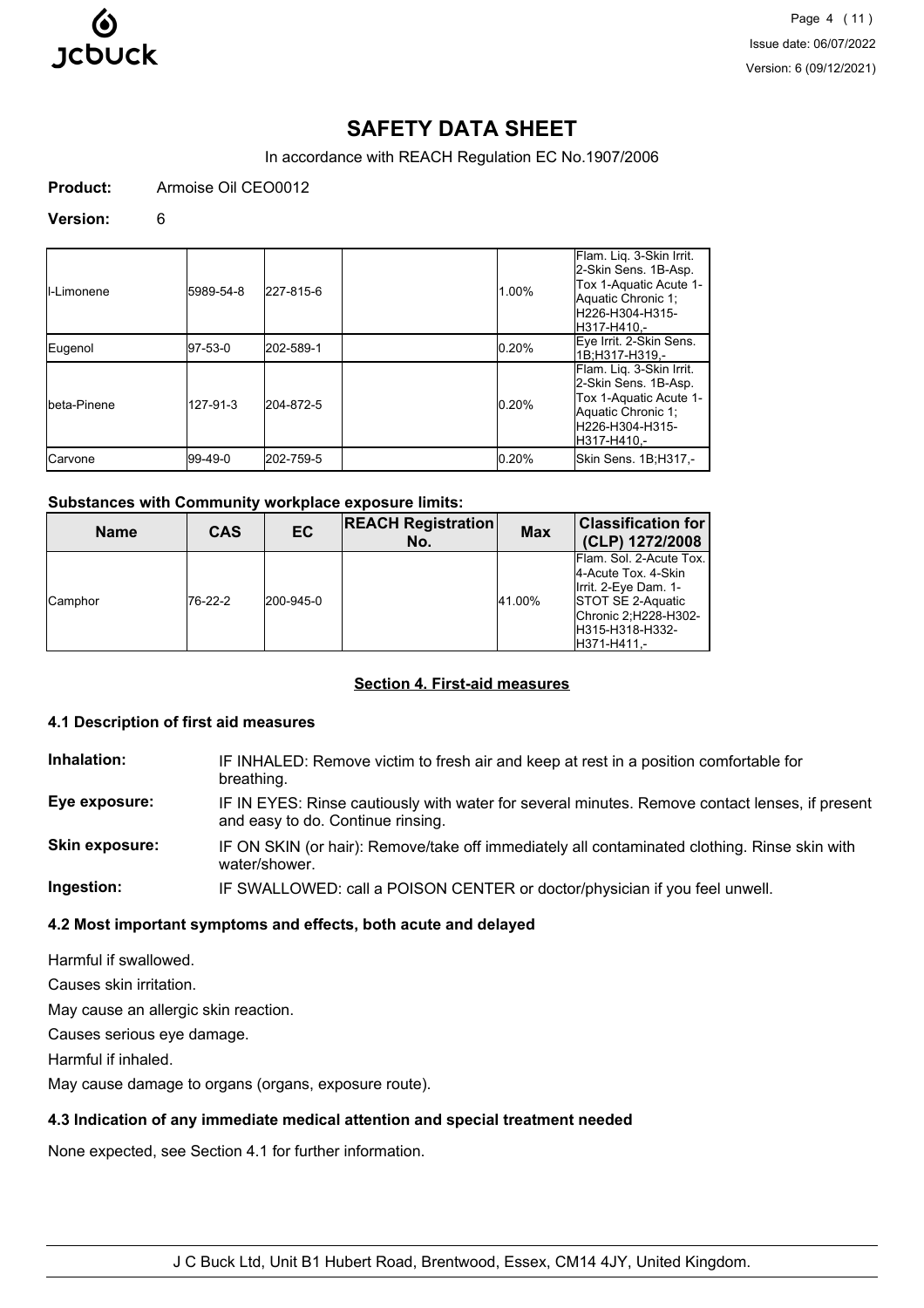**Product:** Armoise Oil CEO0012

**Version:** 6

| | | | | | |
|---|---|---|---|---|---|
| l-Limonene | 5989-54-8 | 227-815-6 | | 1.00% | Flam. Liq. 3-Skin Irrit. 2-Skin Sens. 1B-Asp. Tox 1-Aquatic Acute 1-Aquatic Chronic 1; H226-H304-H315-H317-H410,- |
| Eugenol | 97-53-0 | 202-589-1 | | 0.20% | Eye Irrit. 2-Skin Sens. 1B;H317-H319,- |
| beta-Pinene | 127-91-3 | 204-872-5 | | 0.20% | Flam. Liq. 3-Skin Irrit. 2-Skin Sens. 1B-Asp. Tox 1-Aquatic Acute 1-Aquatic Chronic 1; H226-H304-H315-H317-H410,- |
| Carvone | 99-49-0 | 202-759-5 | | 0.20% | Skin Sens. 1B;H317,- |

**Substances with Community workplace exposure limits:**

| Name | CAS | EC | REACH Registration No. | Max | Classification for (CLP) 1272/2008 |
|---|---|---|---|---|---|
| Camphor | 76-22-2 | 200-945-0 | | 41.00% | Flam. Sol. 2-Acute Tox. 4-Acute Tox. 4-Skin Irrit. 2-Eye Dam. 1-STOT SE 2-Aquatic Chronic 2;H228-H302-H315-H318-H332-H371-H411,- |

## Section 4. First-aid measures

### 4.1 Description of first aid measures

**Inhalation:** IF INHALED: Remove victim to fresh air and keep at rest in a position comfortable for breathing.

**Eye exposure:** IF IN EYES: Rinse cautiously with water for several minutes. Remove contact lenses, if present and easy to do. Continue rinsing.

**Skin exposure:** IF ON SKIN (or hair): Remove/take off immediately all contaminated clothing. Rinse skin with water/shower.

**Ingestion:** IF SWALLOWED: call a POISON CENTER or doctor/physician if you feel unwell.

### 4.2 Most important symptoms and effects, both acute and delayed

Harmful if swallowed.

Causes skin irritation.

May cause an allergic skin reaction.

Causes serious eye damage.

Harmful if inhaled.

May cause damage to organs (organs, exposure route).

### 4.3 Indication of any immediate medical attention and special treatment needed

None expected, see Section 4.1 for further information.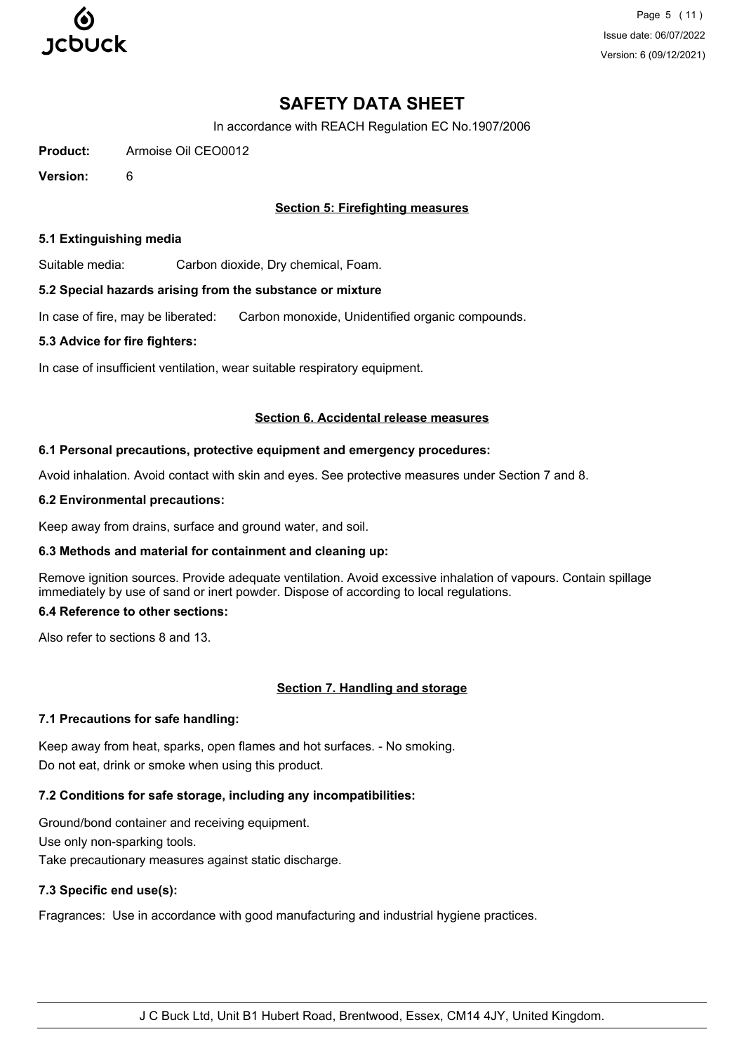# SAFETY DATA SHEET

In accordance with REACH Regulation EC No.1907/2006

**Product:** Armoise Oil CEO0012

**Version:** 6

## Section 5: Firefighting measures

### 5.1 Extinguishing media

Suitable media: Carbon dioxide, Dry chemical, Foam.

### 5.2 Special hazards arising from the substance or mixture

In case of fire, may be liberated: Carbon monoxide, Unidentified organic compounds.

### 5.3 Advice for fire fighters:

In case of insufficient ventilation, wear suitable respiratory equipment.

## Section 6. Accidental release measures

### 6.1 Personal precautions, protective equipment and emergency procedures:

Avoid inhalation. Avoid contact with skin and eyes. See protective measures under Section 7 and 8.

### 6.2 Environmental precautions:

Keep away from drains, surface and ground water, and soil.

### 6.3 Methods and material for containment and cleaning up:

Remove ignition sources. Provide adequate ventilation. Avoid excessive inhalation of vapours. Contain spillage immediately by use of sand or inert powder. Dispose of according to local regulations.

### 6.4 Reference to other sections:

Also refer to sections 8 and 13.

## Section 7. Handling and storage

### 7.1 Precautions for safe handling:

Keep away from heat, sparks, open flames and hot surfaces. - No smoking.
Do not eat, drink or smoke when using this product.

### 7.2 Conditions for safe storage, including any incompatibilities:

Ground/bond container and receiving equipment.
Use only non-sparking tools.
Take precautionary measures against static discharge.

### 7.3 Specific end use(s):

Fragrances: Use in accordance with good manufacturing and industrial hygiene practices.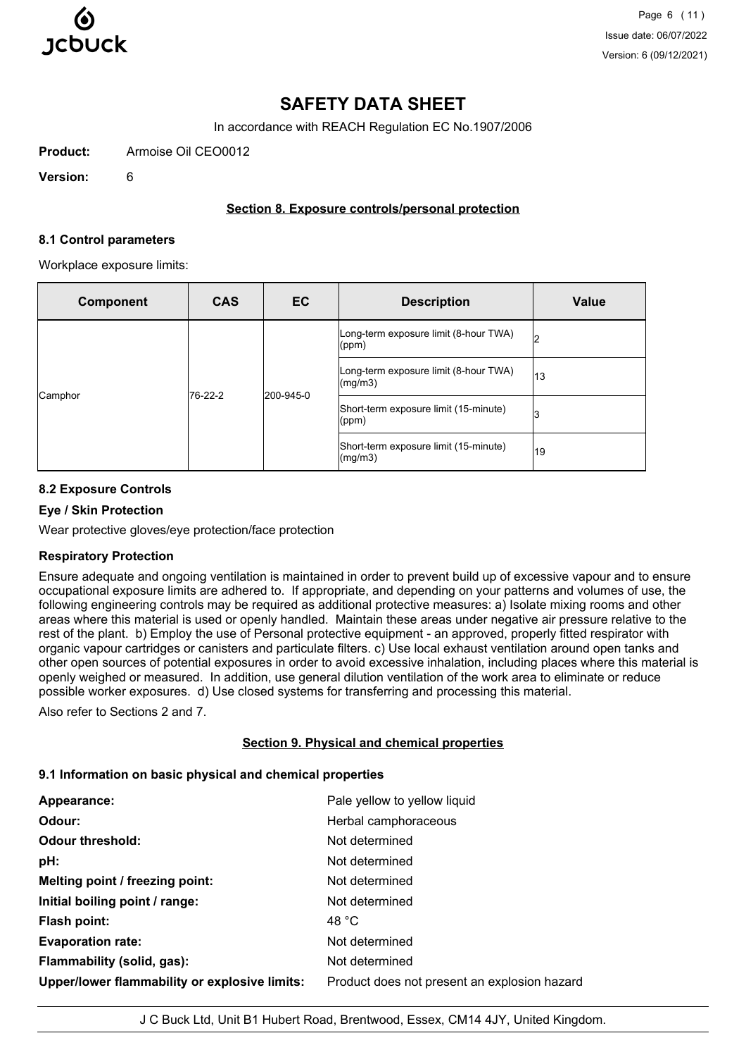# SAFETY DATA SHEET

In accordance with REACH Regulation EC No.1907/2006

**Product:** Armoise Oil CEO0012

**Version:** 6

## Section 8. Exposure controls/personal protection

### 8.1 Control parameters

Workplace exposure limits:

| Component | CAS | EC | Description | Value |
|---|---|---|---|---|
| Camphor | 76-22-2 | 200-945-0 | Long-term exposure limit (8-hour TWA) (ppm) | 2 |
| | | | Long-term exposure limit (8-hour TWA) (mg/m3) | 13 |
| | | | Short-term exposure limit (15-minute) (ppm) | 3 |
| | | | Short-term exposure limit (15-minute) (mg/m3) | 19 |

### 8.2 Exposure Controls

#### Eye / Skin Protection

Wear protective gloves/eye protection/face protection

#### Respiratory Protection

Ensure adequate and ongoing ventilation is maintained in order to prevent build up of excessive vapour and to ensure occupational exposure limits are adhered to. If appropriate, and depending on your patterns and volumes of use, the following engineering controls may be required as additional protective measures: a) Isolate mixing rooms and other areas where this material is used or openly handled. Maintain these areas under negative air pressure relative to the rest of the plant. b) Employ the use of Personal protective equipment - an approved, properly fitted respirator with organic vapour cartridges or canisters and particulate filters. c) Use local exhaust ventilation around open tanks and other open sources of potential exposures in order to avoid excessive inhalation, including places where this material is openly weighed or measured. In addition, use general dilution ventilation of the work area to eliminate or reduce possible worker exposures. d) Use closed systems for transferring and processing this material.

Also refer to Sections 2 and 7.

## Section 9. Physical and chemical properties

### 9.1 Information on basic physical and chemical properties

**Appearance:** Pale yellow to yellow liquid

**Odour:** Herbal camphoraceous

**Odour threshold:** Not determined

**pH:** Not determined

**Melting point / freezing point:** Not determined

**Initial boiling point / range:** Not determined

**Flash point:** 48 °C

**Evaporation rate:** Not determined

**Flammability (solid, gas):** Not determined

**Upper/lower flammability or explosive limits:** Product does not present an explosion hazard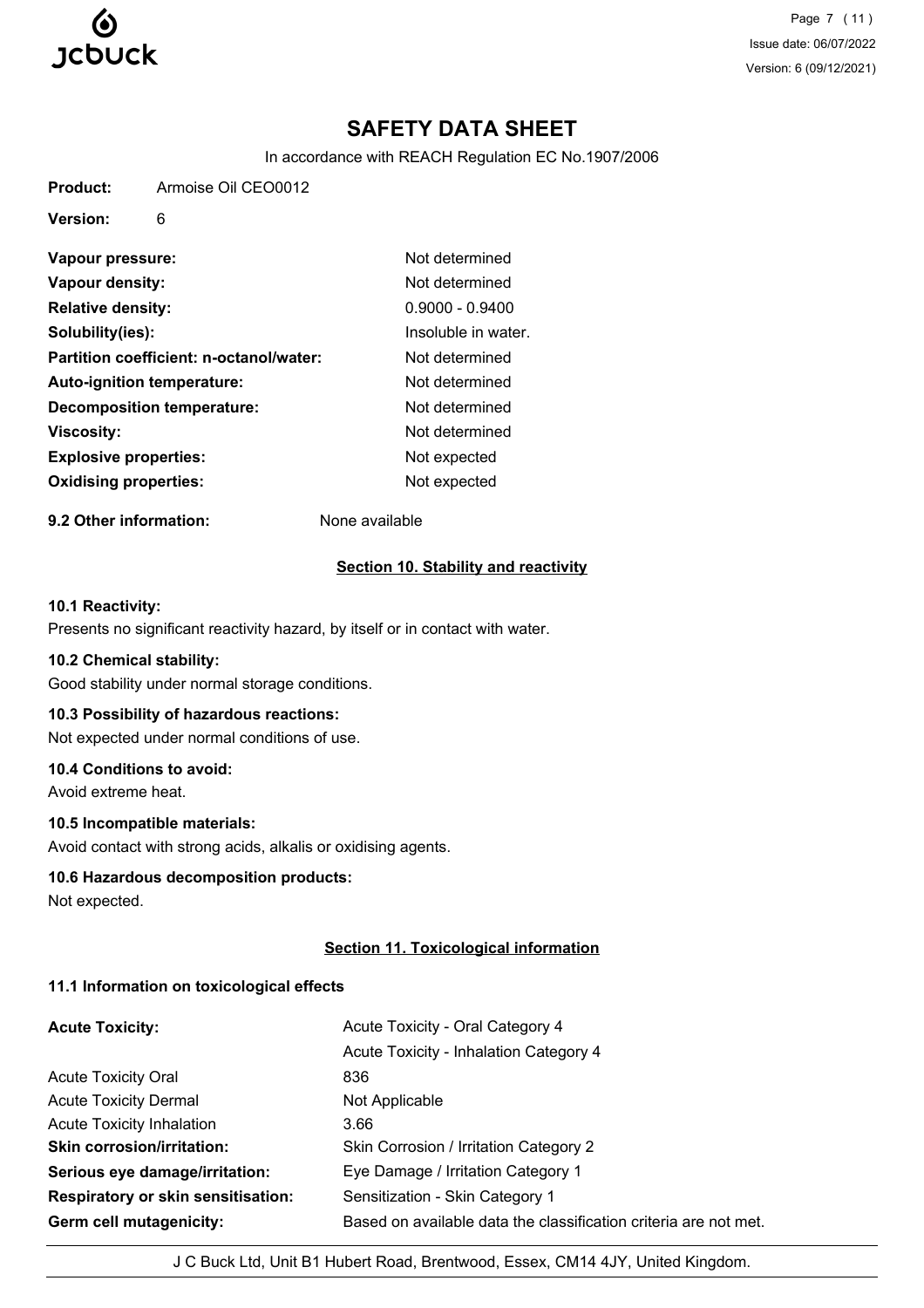# SAFETY DATA SHEET

In accordance with REACH Regulation EC No.1907/2006

**Product:** Armoise Oil CEO0012

**Version:** 6

| | |
|---|---|
| **Vapour pressure:** | Not determined |
| **Vapour density:** | Not determined |
| **Relative density:** | 0.9000 - 0.9400 |
| **Solubility(ies):** | Insoluble in water. |
| **Partition coefficient: n-octanol/water:** | Not determined |
| **Auto-ignition temperature:** | Not determined |
| **Decomposition temperature:** | Not determined |
| **Viscosity:** | Not determined |
| **Explosive properties:** | Not expected |
| **Oxidising properties:** | Not expected |

**9.2 Other information:** None available

## Section 10. Stability and reactivity

### 10.1 Reactivity:

Presents no significant reactivity hazard, by itself or in contact with water.

### 10.2 Chemical stability:

Good stability under normal storage conditions.

### 10.3 Possibility of hazardous reactions:

Not expected under normal conditions of use.

### 10.4 Conditions to avoid:

Avoid extreme heat.

### 10.5 Incompatible materials:

Avoid contact with strong acids, alkalis or oxidising agents.

### 10.6 Hazardous decomposition products:

Not expected.

## Section 11. Toxicological information

### 11.1 Information on toxicological effects

| | |
|---|---|
| **Acute Toxicity:** | Acute Toxicity - Oral Category 4 |
| | Acute Toxicity - Inhalation Category 4 |
| Acute Toxicity Oral | 836 |
| Acute Toxicity Dermal | Not Applicable |
| Acute Toxicity Inhalation | 3.66 |
| **Skin corrosion/irritation:** | Skin Corrosion / Irritation Category 2 |
| **Serious eye damage/irritation:** | Eye Damage / Irritation Category 1 |
| **Respiratory or skin sensitisation:** | Sensitization - Skin Category 1 |
| **Germ cell mutagenicity:** | Based on available data the classification criteria are not met. |

J C Buck Ltd, Unit B1 Hubert Road, Brentwood, Essex, CM14 4JY, United Kingdom.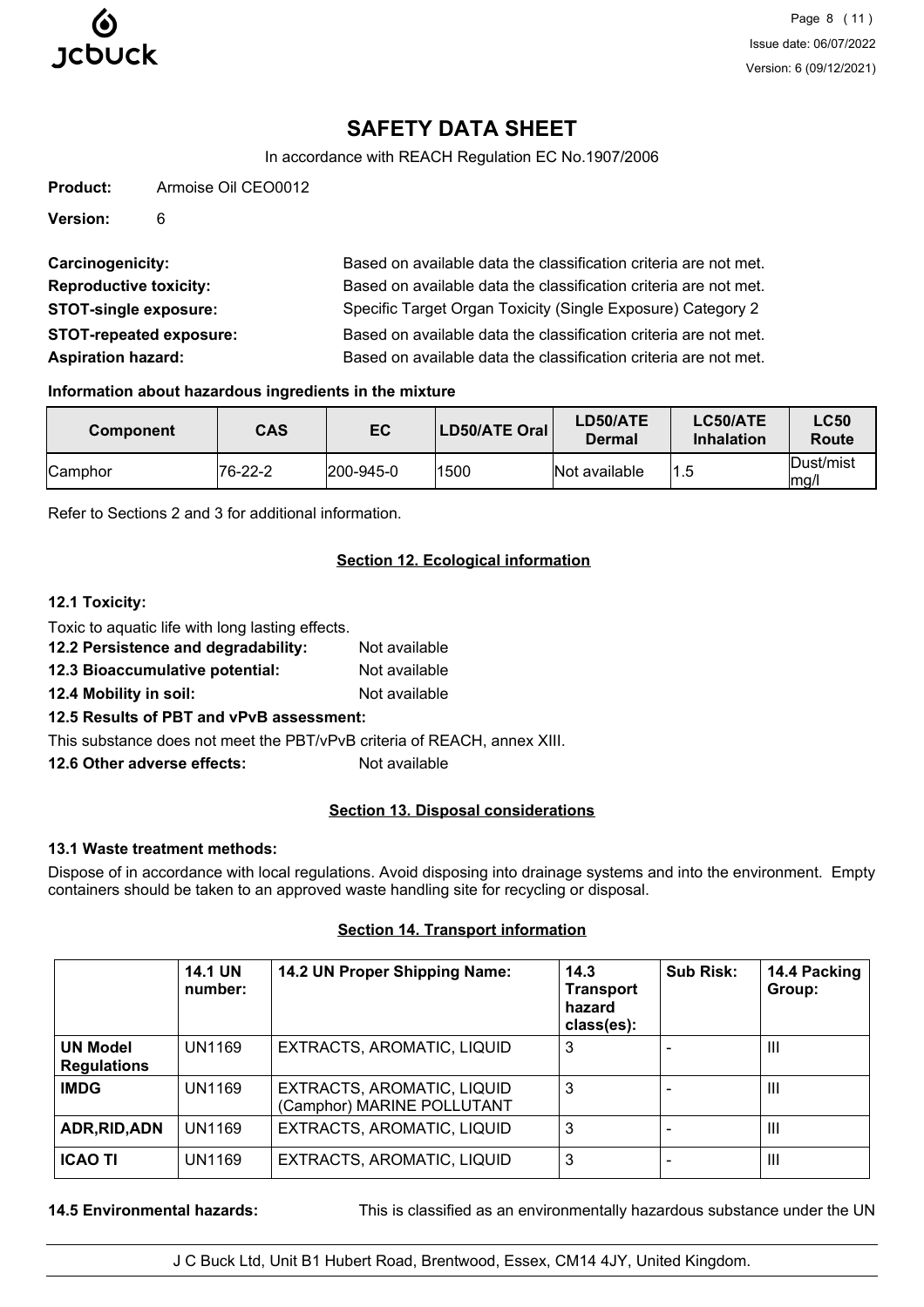# SAFETY DATA SHEET

In accordance with REACH Regulation EC No.1907/2006

**Product:** Armoise Oil CEO0012

**Version:** 6

**Carcinogenicity:** Based on available data the classification criteria are not met.

**Reproductive toxicity:** Based on available data the classification criteria are not met.

**STOT-single exposure:** Specific Target Organ Toxicity (Single Exposure) Category 2

**STOT-repeated exposure:** Based on available data the classification criteria are not met.

**Aspiration hazard:** Based on available data the classification criteria are not met.

### Information about hazardous ingredients in the mixture

| Component | CAS | EC | LD50/ATE Oral | LD50/ATE Dermal | LC50/ATE Inhalation | LC50 Route |
|---|---|---|---|---|---|---|
| Camphor | 76-22-2 | 200-945-0 | 1500 | Not available | 1.5 | Dust/mist mg/l |

Refer to Sections 2 and 3 for additional information.

## Section 12. Ecological information

### 12.1 Toxicity:

Toxic to aquatic life with long lasting effects.

**12.2 Persistence and degradability:** Not available

**12.3 Bioaccumulative potential:** Not available

**12.4 Mobility in soil:** Not available

**12.5 Results of PBT and vPvB assessment:**

This substance does not meet the PBT/vPvB criteria of REACH, annex XIII.

**12.6 Other adverse effects:** Not available

## Section 13. Disposal considerations

### 13.1 Waste treatment methods:

Dispose of in accordance with local regulations. Avoid disposing into drainage systems and into the environment. Empty containers should be taken to an approved waste handling site for recycling or disposal.

## Section 14. Transport information

| | 14.1 UN number: | 14.2 UN Proper Shipping Name: | 14.3 Transport hazard class(es): | Sub Risk: | 14.4 Packing Group: |
|---|---|---|---|---|---|
| **UN Model Regulations** | UN1169 | EXTRACTS, AROMATIC, LIQUID | 3 | - | III |
| **IMDG** | UN1169 | EXTRACTS, AROMATIC, LIQUID (Camphor) MARINE POLLUTANT | 3 | - | III |
| **ADR,RID,ADN** | UN1169 | EXTRACTS, AROMATIC, LIQUID | 3 | - | III |
| **ICAO TI** | UN1169 | EXTRACTS, AROMATIC, LIQUID | 3 | - | III |

**14.5 Environmental hazards:** This is classified as an environmentally hazardous substance under the UN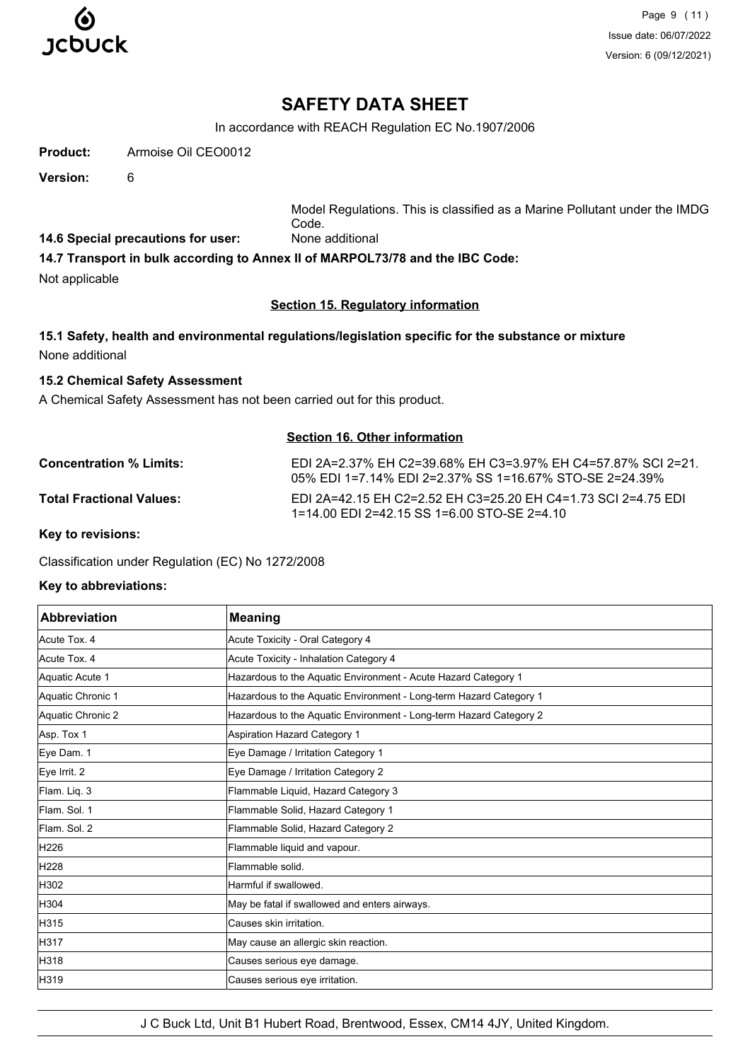Model Regulations. This is classified as a Marine Pollutant under the IMDG Code.

**14.6 Special precautions for user:** None additional

**14.7 Transport in bulk according to Annex II of MARPOL73/78 and the IBC Code:**

Not applicable

## Section 15. Regulatory information

**15.1 Safety, health and environmental regulations/legislation specific for the substance or mixture**

None additional

**15.2 Chemical Safety Assessment**

A Chemical Safety Assessment has not been carried out for this product.

## Section 16. Other information

**Concentration % Limits:** EDI 2A=2.37% EH C2=39.68% EH C3=3.97% EH C4=57.87% SCI 2=21.05% EDI 1=7.14% EDI 2=2.37% SS 1=16.67% STO-SE 2=24.39%

**Total Fractional Values:** EDI 2A=42.15 EH C2=2.52 EH C3=25.20 EH C4=1.73 SCI 2=4.75 EDI 1=14.00 EDI 2=42.15 SS 1=6.00 STO-SE 2=4.10

**Key to revisions:**

Classification under Regulation (EC) No 1272/2008

**Key to abbreviations:**

| Abbreviation | Meaning |
|---|---|
| Acute Tox. 4 | Acute Toxicity - Oral Category 4 |
| Acute Tox. 4 | Acute Toxicity - Inhalation Category 4 |
| Aquatic Acute 1 | Hazardous to the Aquatic Environment - Acute Hazard Category 1 |
| Aquatic Chronic 1 | Hazardous to the Aquatic Environment - Long-term Hazard Category 1 |
| Aquatic Chronic 2 | Hazardous to the Aquatic Environment - Long-term Hazard Category 2 |
| Asp. Tox 1 | Aspiration Hazard Category 1 |
| Eye Dam. 1 | Eye Damage / Irritation Category 1 |
| Eye Irrit. 2 | Eye Damage / Irritation Category 2 |
| Flam. Liq. 3 | Flammable Liquid, Hazard Category 3 |
| Flam. Sol. 1 | Flammable Solid, Hazard Category 1 |
| Flam. Sol. 2 | Flammable Solid, Hazard Category 2 |
| H226 | Flammable liquid and vapour. |
| H228 | Flammable solid. |
| H302 | Harmful if swallowed. |
| H304 | May be fatal if swallowed and enters airways. |
| H315 | Causes skin irritation. |
| H317 | May cause an allergic skin reaction. |
| H318 | Causes serious eye damage. |
| H319 | Causes serious eye irritation. |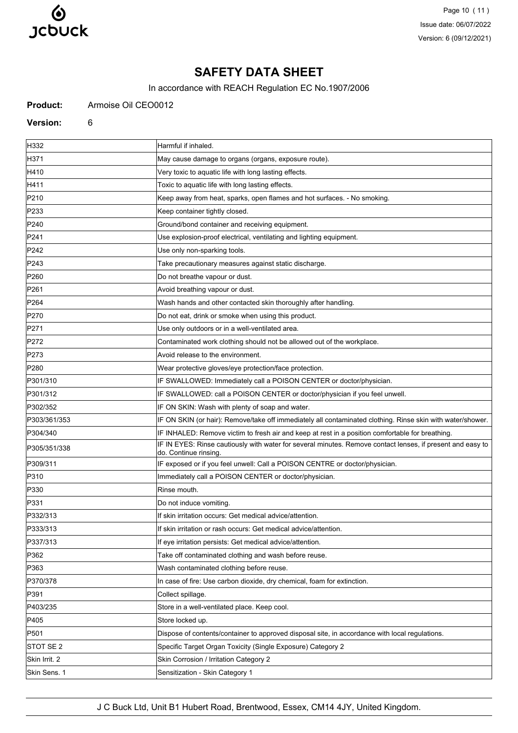# SAFETY DATA SHEET

In accordance with REACH Regulation EC No.1907/2006

**Product:** Armoise Oil CEO0012

**Version:** 6

| | |
|---|---|
| H332 | Harmful if inhaled. |
| H371 | May cause damage to organs (organs, exposure route). |
| H410 | Very toxic to aquatic life with long lasting effects. |
| H411 | Toxic to aquatic life with long lasting effects. |
| P210 | Keep away from heat, sparks, open flames and hot surfaces. - No smoking. |
| P233 | Keep container tightly closed. |
| P240 | Ground/bond container and receiving equipment. |
| P241 | Use explosion-proof electrical, ventilating and lighting equipment. |
| P242 | Use only non-sparking tools. |
| P243 | Take precautionary measures against static discharge. |
| P260 | Do not breathe vapour or dust. |
| P261 | Avoid breathing vapour or dust. |
| P264 | Wash hands and other contacted skin thoroughly after handling. |
| P270 | Do not eat, drink or smoke when using this product. |
| P271 | Use only outdoors or in a well-ventilated area. |
| P272 | Contaminated work clothing should not be allowed out of the workplace. |
| P273 | Avoid release to the environment. |
| P280 | Wear protective gloves/eye protection/face protection. |
| P301/310 | IF SWALLOWED: Immediately call a POISON CENTER or doctor/physician. |
| P301/312 | IF SWALLOWED: call a POISON CENTER or doctor/physician if you feel unwell. |
| P302/352 | IF ON SKIN: Wash with plenty of soap and water. |
| P303/361/353 | IF ON SKIN (or hair): Remove/take off immediately all contaminated clothing. Rinse skin with water/shower. |
| P304/340 | IF INHALED: Remove victim to fresh air and keep at rest in a position comfortable for breathing. |
| P305/351/338 | IF IN EYES: Rinse cautiously with water for several minutes. Remove contact lenses, if present and easy to do. Continue rinsing. |
| P309/311 | IF exposed or if you feel unwell: Call a POISON CENTRE or doctor/physician. |
| P310 | Immediately call a POISON CENTER or doctor/physician. |
| P330 | Rinse mouth. |
| P331 | Do not induce vomiting. |
| P332/313 | If skin irritation occurs: Get medical advice/attention. |
| P333/313 | If skin irritation or rash occurs: Get medical advice/attention. |
| P337/313 | If eye irritation persists: Get medical advice/attention. |
| P362 | Take off contaminated clothing and wash before reuse. |
| P363 | Wash contaminated clothing before reuse. |
| P370/378 | In case of fire: Use carbon dioxide, dry chemical, foam for extinction. |
| P391 | Collect spillage. |
| P403/235 | Store in a well-ventilated place. Keep cool. |
| P405 | Store locked up. |
| P501 | Dispose of contents/container to approved disposal site, in accordance with local regulations. |
| STOT SE 2 | Specific Target Organ Toxicity (Single Exposure) Category 2 |
| Skin Irrit. 2 | Skin Corrosion / Irritation Category 2 |
| Skin Sens. 1 | Sensitization - Skin Category 1 |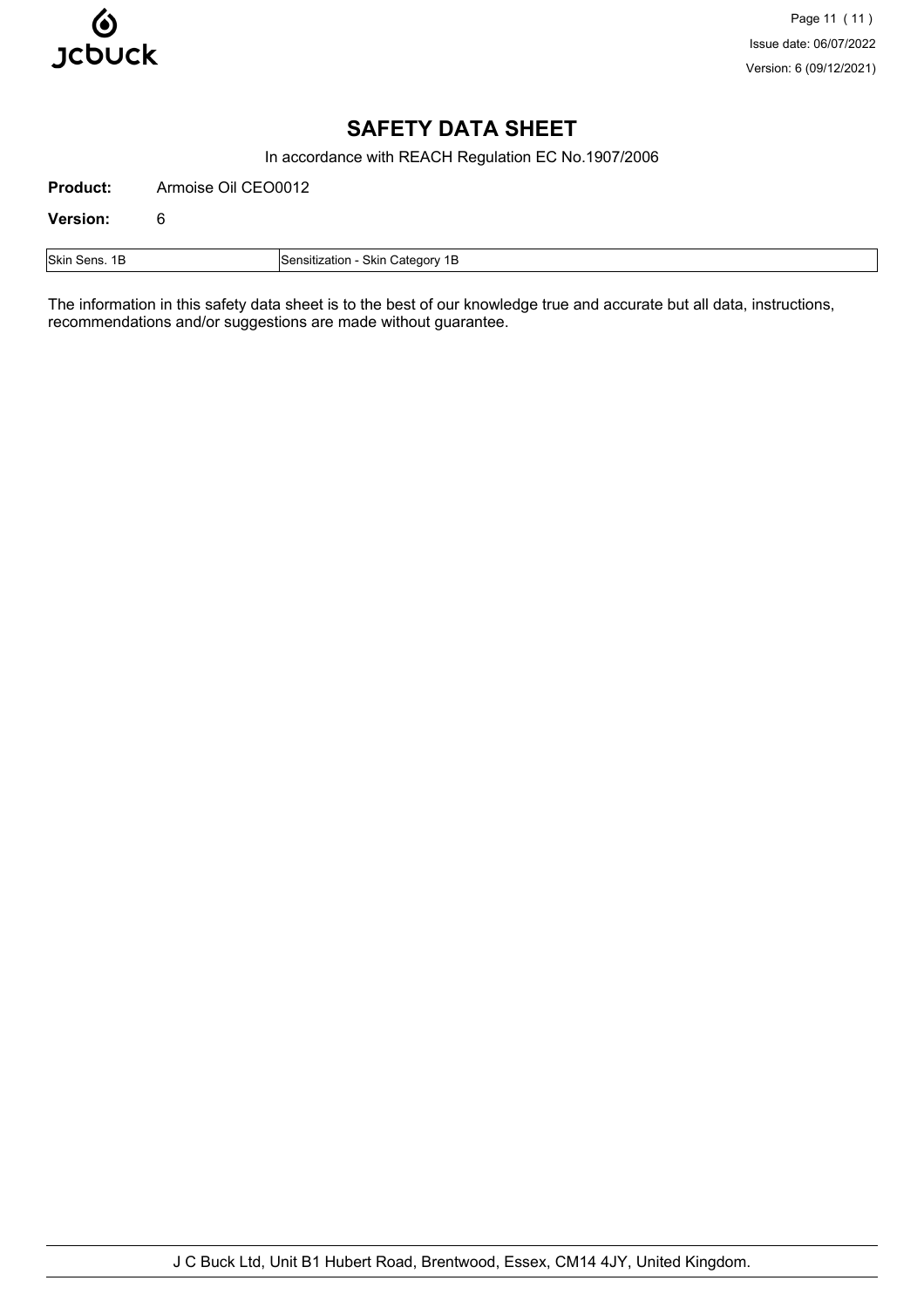# SAFETY DATA SHEET

In accordance with REACH Regulation EC No.1907/2006

**Product:** Armoise Oil CEO0012

**Version:** 6

| | |
|---|---|
| Skin Sens. 1B | Sensitization - Skin Category 1B |

The information in this safety data sheet is to the best of our knowledge true and accurate but all data, instructions, recommendations and/or suggestions are made without guarantee.